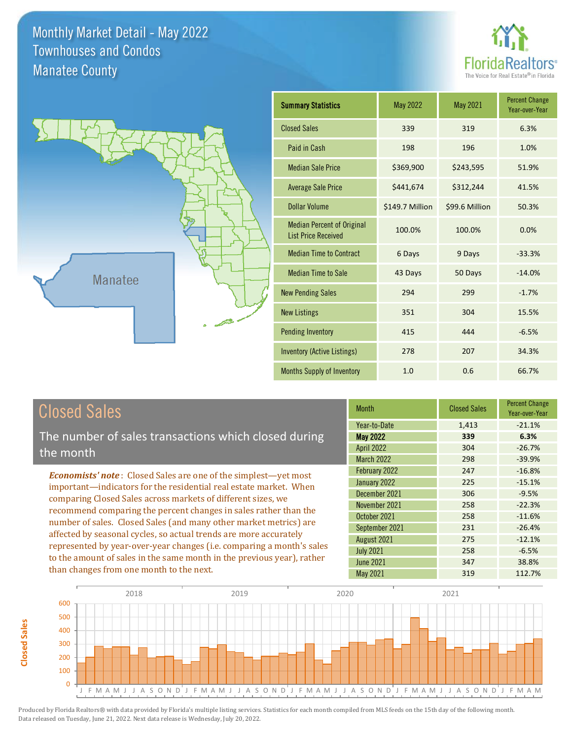# Monthly Market Detail - May 2022
## Townhouses and Condos
## Manatee County

FloridaRealtors® The Voice for Real Estate® in Florida

Manatee

| Summary Statistics | May 2022 | May 2021 | Percent Change Year-over-Year |
|---|---|---|---|
| Closed Sales | 339 | 319 | 6.3% |
| Paid in Cash | 198 | 196 | 1.0% |
| Median Sale Price | $369,900 | $243,595 | 51.9% |
| Average Sale Price | $441,674 | $312,244 | 41.5% |
| Dollar Volume | $149.7 Million | $99.6 Million | 50.3% |
| Median Percent of Original List Price Received | 100.0% | 100.0% | 0.0% |
| Median Time to Contract | 6 Days | 9 Days | -33.3% |
| Median Time to Sale | 43 Days | 50 Days | -14.0% |
| New Pending Sales | 294 | 299 | -1.7% |
| New Listings | 351 | 304 | 15.5% |
| Pending Inventory | 415 | 444 | -6.5% |
| Inventory (Active Listings) | 278 | 207 | 34.3% |
| Months Supply of Inventory | 1.0 | 0.6 | 66.7% |

## Closed Sales

The number of sales transactions which closed during the month

***Economists' note***: Closed Sales are one of the simplest—yet most important—indicators for the residential real estate market. When comparing Closed Sales across markets of different sizes, we recommend comparing the percent changes in sales rather than the number of sales. Closed Sales (and many other market metrics) are affected by seasonal cycles, so actual trends are more accurately represented by year-over-year changes (i.e. comparing a month's sales to the amount of sales in the same month in the previous year), rather than changes from one month to the next.

| Month | Closed Sales | Percent Change Year-over-Year |
|---|---|---|
| Year-to-Date | 1,413 | -21.1% |
| **May 2022** | **339** | **6.3%** |
| April 2022 | 304 | -26.7% |
| March 2022 | 298 | -39.9% |
| February 2022 | 247 | -16.8% |
| January 2022 | 225 | -15.1% |
| December 2021 | 306 | -9.5% |
| November 2021 | 258 | -22.3% |
| October 2021 | 258 | -11.6% |
| September 2021 | 231 | -26.4% |
| August 2021 | 275 | -12.1% |
| July 2021 | 258 | -6.5% |
| June 2021 | 347 | 38.8% |
| May 2021 | 319 | 112.7% |

Produced by Florida Realtors® with data provided by Florida's multiple listing services. Statistics for each month compiled from MLS feeds on the 15th day of the following month. Data released on Tuesday, June 21, 2022. Next data release is Wednesday, July 20, 2022.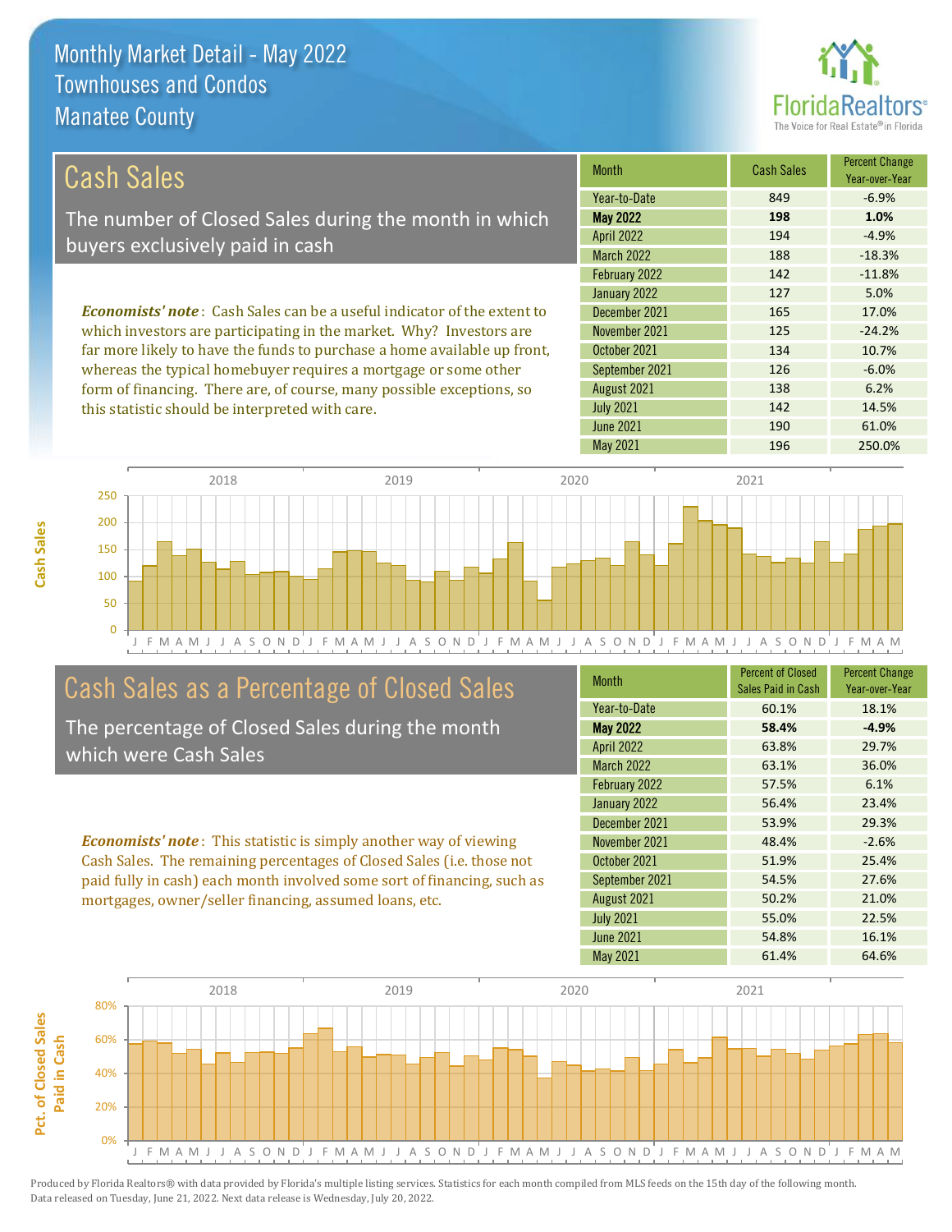# Monthly Market Detail - May 2022
## Townhouses and Condos
## Manatee County

## Cash Sales

The number of Closed Sales during the month in which buyers exclusively paid in cash

***Economists' note***: Cash Sales can be a useful indicator of the extent to which investors are participating in the market. Why? Investors are far more likely to have the funds to purchase a home available up front, whereas the typical homebuyer requires a mortgage or some other form of financing. There are, of course, many possible exceptions, so this statistic should be interpreted with care.

| Month | Cash Sales | Percent Change Year-over-Year |
|---|---|---|
| Year-to-Date | 849 | -6.9% |
| **May 2022** | **198** | **1.0%** |
| April 2022 | 194 | -4.9% |
| March 2022 | 188 | -18.3% |
| February 2022 | 142 | -11.8% |
| January 2022 | 127 | 5.0% |
| December 2021 | 165 | 17.0% |
| November 2021 | 125 | -24.2% |
| October 2021 | 134 | 10.7% |
| September 2021 | 126 | -6.0% |
| August 2021 | 138 | 6.2% |
| July 2021 | 142 | 14.5% |
| June 2021 | 190 | 61.0% |
| May 2021 | 196 | 250.0% |

## Cash Sales as a Percentage of Closed Sales

The percentage of Closed Sales during the month which were Cash Sales

***Economists' note***: This statistic is simply another way of viewing Cash Sales. The remaining percentages of Closed Sales (i.e. those not paid fully in cash) each month involved some sort of financing, such as mortgages, owner/seller financing, assumed loans, etc.

| Month | Percent of Closed Sales Paid in Cash | Percent Change Year-over-Year |
|---|---|---|
| Year-to-Date | 60.1% | 18.1% |
| **May 2022** | **58.4%** | **-4.9%** |
| April 2022 | 63.8% | 29.7% |
| March 2022 | 63.1% | 36.0% |
| February 2022 | 57.5% | 6.1% |
| January 2022 | 56.4% | 23.4% |
| December 2021 | 53.9% | 29.3% |
| November 2021 | 48.4% | -2.6% |
| October 2021 | 51.9% | 25.4% |
| September 2021 | 54.5% | 27.6% |
| August 2021 | 50.2% | 21.0% |
| July 2021 | 55.0% | 22.5% |
| June 2021 | 54.8% | 16.1% |
| May 2021 | 61.4% | 64.6% |

Produced by Florida Realtors® with data provided by Florida's multiple listing services. Statistics for each month compiled from MLS feeds on the 15th day of the following month. Data released on Tuesday, June 21, 2022. Next data release is Wednesday, July 20, 2022.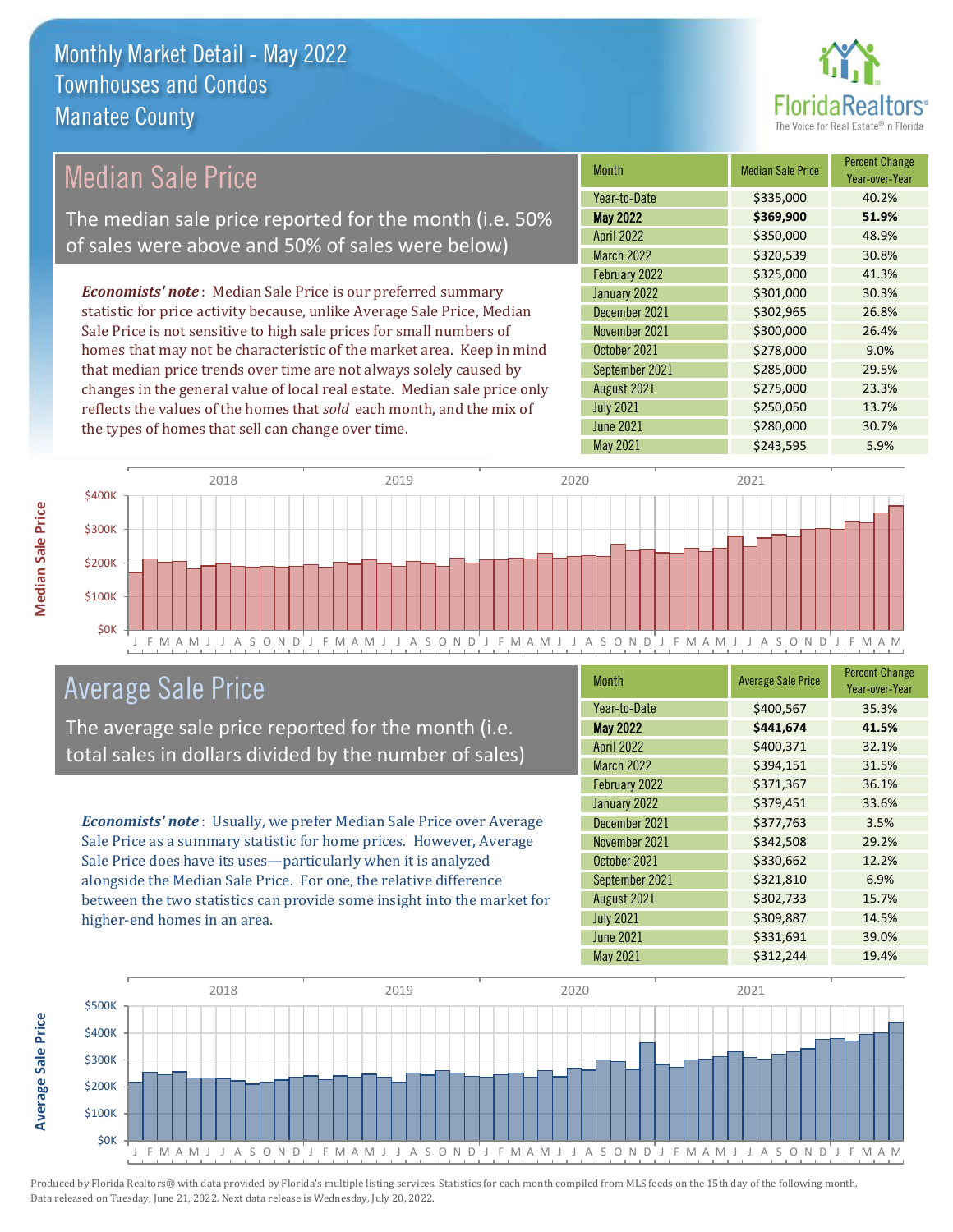# Monthly Market Detail - May 2022
## Townhouses and Condos
## Manatee County

## Median Sale Price

The median sale price reported for the month (i.e. 50% of sales were above and 50% of sales were below)

*Economists' note*: Median Sale Price is our preferred summary statistic for price activity because, unlike Average Sale Price, Median Sale Price is not sensitive to high sale prices for small numbers of homes that may not be characteristic of the market area. Keep in mind that median price trends over time are not always solely caused by changes in the general value of local real estate. Median sale price only reflects the values of the homes that *sold* each month, and the mix of the types of homes that sell can change over time.

| Month | Median Sale Price | Percent Change Year-over-Year |
|---|---|---|
| Year-to-Date | $335,000 | 40.2% |
| **May 2022** | **$369,900** | **51.9%** |
| April 2022 | $350,000 | 48.9% |
| March 2022 | $320,539 | 30.8% |
| February 2022 | $325,000 | 41.3% |
| January 2022 | $301,000 | 30.3% |
| December 2021 | $302,965 | 26.8% |
| November 2021 | $300,000 | 26.4% |
| October 2021 | $278,000 | 9.0% |
| September 2021 | $285,000 | 29.5% |
| August 2021 | $275,000 | 23.3% |
| July 2021 | $250,050 | 13.7% |
| June 2021 | $280,000 | 30.7% |
| May 2021 | $243,595 | 5.9% |

## Average Sale Price

The average sale price reported for the month (i.e. total sales in dollars divided by the number of sales)

*Economists' note*: Usually, we prefer Median Sale Price over Average Sale Price as a summary statistic for home prices. However, Average Sale Price does have its uses—particularly when it is analyzed alongside the Median Sale Price. For one, the relative difference between the two statistics can provide some insight into the market for higher-end homes in an area.

| Month | Average Sale Price | Percent Change Year-over-Year |
|---|---|---|
| Year-to-Date | $400,567 | 35.3% |
| **May 2022** | **$441,674** | **41.5%** |
| April 2022 | $400,371 | 32.1% |
| March 2022 | $394,151 | 31.5% |
| February 2022 | $371,367 | 36.1% |
| January 2022 | $379,451 | 33.6% |
| December 2021 | $377,763 | 3.5% |
| November 2021 | $342,508 | 29.2% |
| October 2021 | $330,662 | 12.2% |
| September 2021 | $321,810 | 6.9% |
| August 2021 | $302,733 | 15.7% |
| July 2021 | $309,887 | 14.5% |
| June 2021 | $331,691 | 39.0% |
| May 2021 | $312,244 | 19.4% |

Produced by Florida Realtors® with data provided by Florida's multiple listing services. Statistics for each month compiled from MLS feeds on the 15th day of the following month. Data released on Tuesday, June 21, 2022. Next data release is Wednesday, July 20, 2022.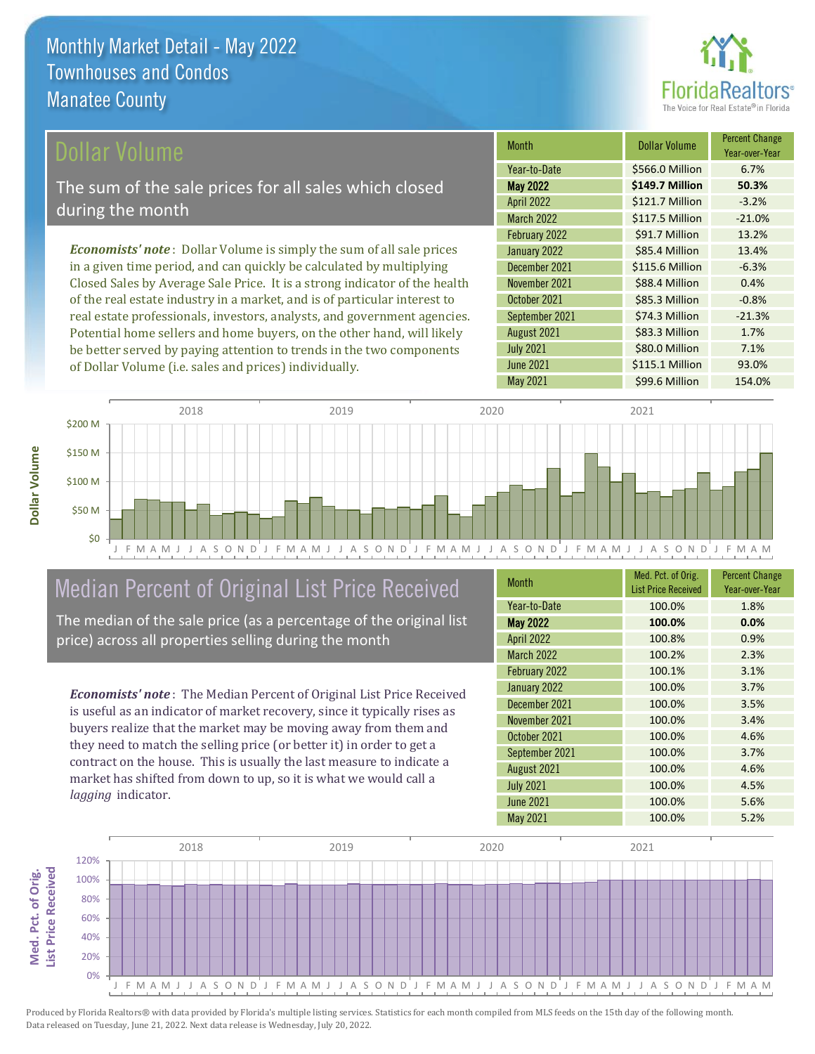Monthly Market Detail - May 2022
Townhouses and Condos
Manatee County

## Dollar Volume

The sum of the sale prices for all sales which closed during the month

*Economists' note*: Dollar Volume is simply the sum of all sale prices in a given time period, and can quickly be calculated by multiplying Closed Sales by Average Sale Price. It is a strong indicator of the health of the real estate industry in a market, and is of particular interest to real estate professionals, investors, analysts, and government agencies. Potential home sellers and home buyers, on the other hand, will likely be better served by paying attention to trends in the two components of Dollar Volume (i.e. sales and prices) individually.

| Month | Dollar Volume | Percent Change Year-over-Year |
|---|---|---|
| Year-to-Date | $566.0 Million | 6.7% |
| **May 2022** | **$149.7 Million** | **50.3%** |
| April 2022 | $121.7 Million | -3.2% |
| March 2022 | $117.5 Million | -21.0% |
| February 2022 | $91.7 Million | 13.2% |
| January 2022 | $85.4 Million | 13.4% |
| December 2021 | $115.6 Million | -6.3% |
| November 2021 | $88.4 Million | 0.4% |
| October 2021 | $85.3 Million | -0.8% |
| September 2021 | $74.3 Million | -21.3% |
| August 2021 | $83.3 Million | 1.7% |
| July 2021 | $80.0 Million | 7.1% |
| June 2021 | $115.1 Million | 93.0% |
| May 2021 | $99.6 Million | 154.0% |

## Median Percent of Original List Price Received

The median of the sale price (as a percentage of the original list price) across all properties selling during the month

*Economists' note*: The Median Percent of Original List Price Received is useful as an indicator of market recovery, since it typically rises as buyers realize that the market may be moving away from them and they need to match the selling price (or better it) in order to get a contract on the house. This is usually the last measure to indicate a market has shifted from down to up, so it is what we would call a *lagging* indicator.

| Month | Med. Pct. of Orig. List Price Received | Percent Change Year-over-Year |
|---|---|---|
| Year-to-Date | 100.0% | 1.8% |
| **May 2022** | **100.0%** | **0.0%** |
| April 2022 | 100.8% | 0.9% |
| March 2022 | 100.2% | 2.3% |
| February 2022 | 100.1% | 3.1% |
| January 2022 | 100.0% | 3.7% |
| December 2021 | 100.0% | 3.5% |
| November 2021 | 100.0% | 3.4% |
| October 2021 | 100.0% | 4.6% |
| September 2021 | 100.0% | 3.7% |
| August 2021 | 100.0% | 4.6% |
| July 2021 | 100.0% | 4.5% |
| June 2021 | 100.0% | 5.6% |
| May 2021 | 100.0% | 5.2% |

Produced by Florida Realtors® with data provided by Florida's multiple listing services. Statistics for each month compiled from MLS feeds on the 15th day of the following month. Data released on Tuesday, June 21, 2022. Next data release is Wednesday, July 20, 2022.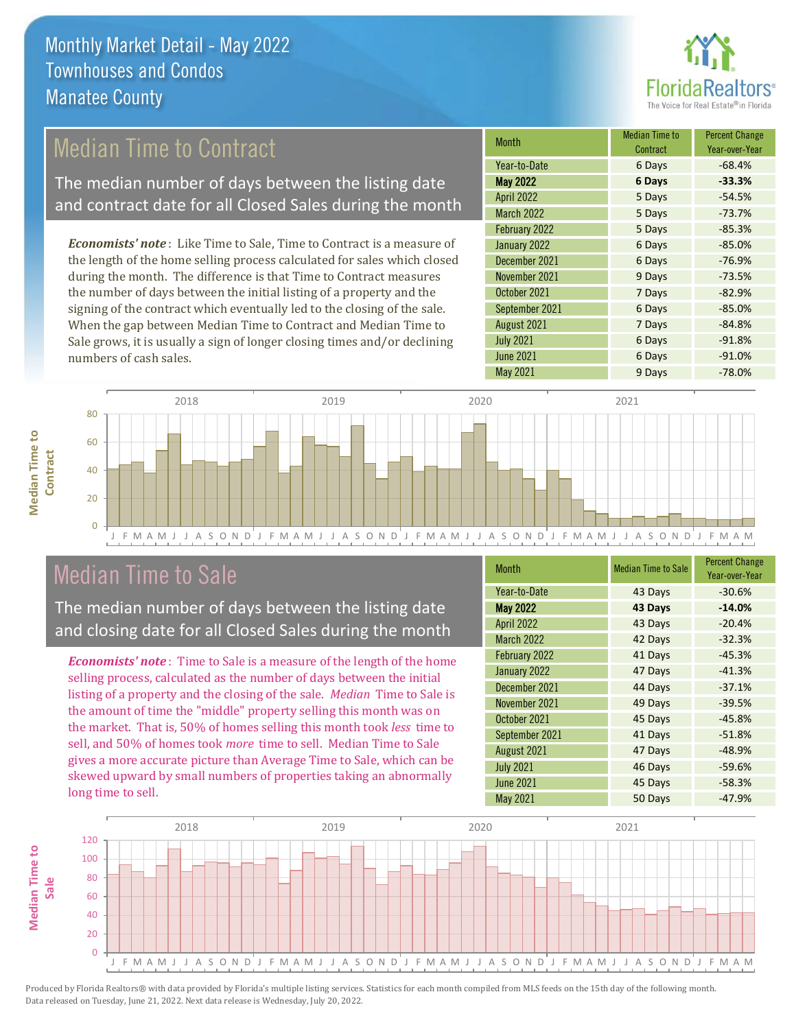# Monthly Market Detail - May 2022
## Townhouses and Condos
## Manatee County

## Median Time to Contract

The median number of days between the listing date and contract date for all Closed Sales during the month

***Economists' note*** : Like Time to Sale, Time to Contract is a measure of the length of the home selling process calculated for sales which closed during the month. The difference is that Time to Contract measures the number of days between the initial listing of a property and the signing of the contract which eventually led to the closing of the sale. When the gap between Median Time to Contract and Median Time to Sale grows, it is usually a sign of longer closing times and/or declining numbers of cash sales.

| Month | Median Time to Contract | Percent Change Year-over-Year |
|---|---|---|
| Year-to-Date | 6 Days | -68.4% |
| **May 2022** | **6 Days** | **-33.3%** |
| April 2022 | 5 Days | -54.5% |
| March 2022 | 5 Days | -73.7% |
| February 2022 | 5 Days | -85.3% |
| January 2022 | 6 Days | -85.0% |
| December 2021 | 6 Days | -76.9% |
| November 2021 | 9 Days | -73.5% |
| October 2021 | 7 Days | -82.9% |
| September 2021 | 6 Days | -85.0% |
| August 2021 | 7 Days | -84.8% |
| July 2021 | 6 Days | -91.8% |
| June 2021 | 6 Days | -91.0% |
| May 2021 | 9 Days | -78.0% |

## Median Time to Sale

The median number of days between the listing date and closing date for all Closed Sales during the month

***Economists' note*** : Time to Sale is a measure of the length of the home selling process, calculated as the number of days between the initial listing of a property and the closing of the sale. *Median* Time to Sale is the amount of time the "middle" property selling this month was on the market. That is, 50% of homes selling this month took *less* time to sell, and 50% of homes took *more* time to sell. Median Time to Sale gives a more accurate picture than Average Time to Sale, which can be skewed upward by small numbers of properties taking an abnormally long time to sell.

| Month | Median Time to Sale | Percent Change Year-over-Year |
|---|---|---|
| Year-to-Date | 43 Days | -30.6% |
| **May 2022** | **43 Days** | **-14.0%** |
| April 2022 | 43 Days | -20.4% |
| March 2022 | 42 Days | -32.3% |
| February 2022 | 41 Days | -45.3% |
| January 2022 | 47 Days | -41.3% |
| December 2021 | 44 Days | -37.1% |
| November 2021 | 49 Days | -39.5% |
| October 2021 | 45 Days | -45.8% |
| September 2021 | 41 Days | -51.8% |
| August 2021 | 47 Days | -48.9% |
| July 2021 | 46 Days | -59.6% |
| June 2021 | 45 Days | -58.3% |
| May 2021 | 50 Days | -47.9% |

Produced by Florida Realtors® with data provided by Florida's multiple listing services. Statistics for each month compiled from MLS feeds on the 15th day of the following month. Data released on Tuesday, June 21, 2022. Next data release is Wednesday, July 20, 2022.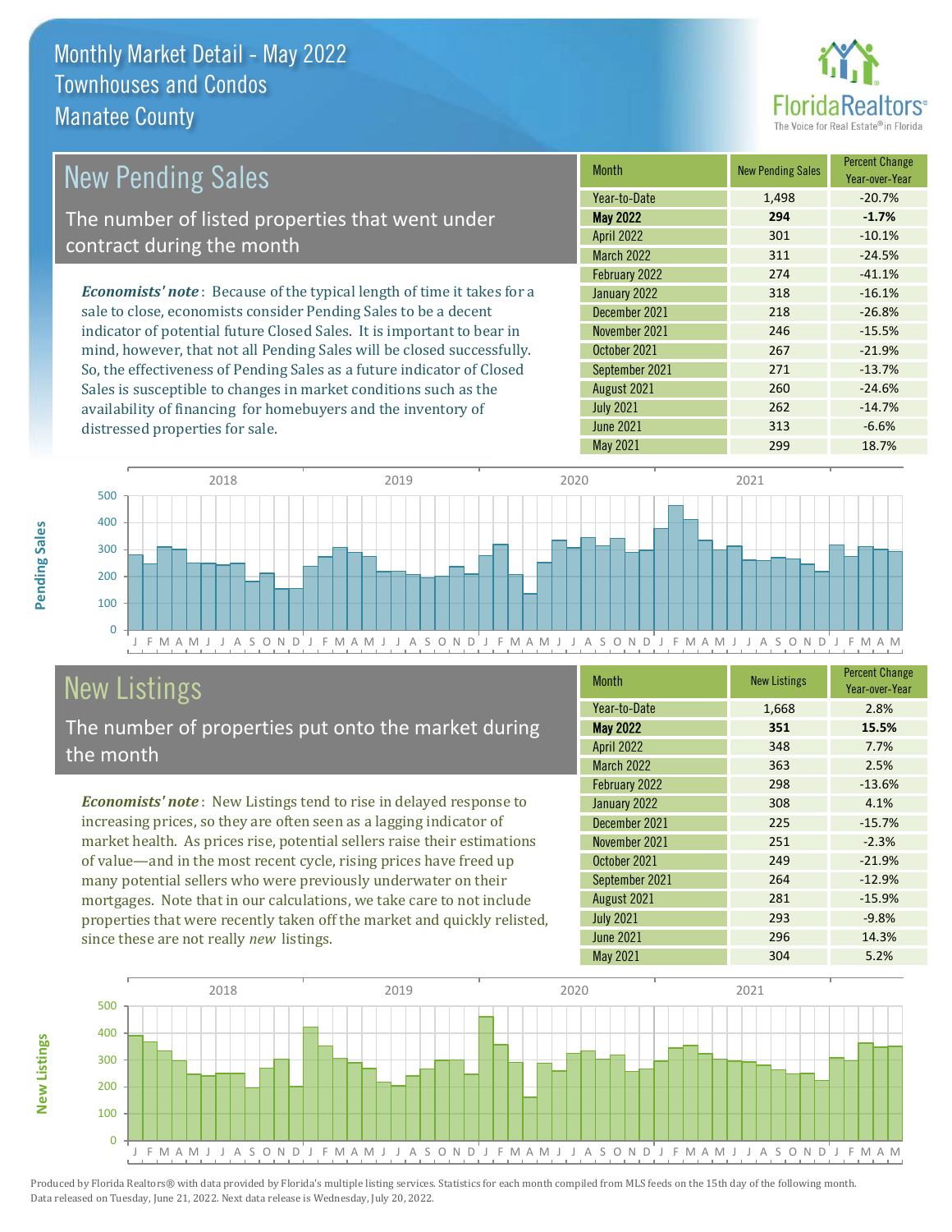# Monthly Market Detail - May 2022
## Townhouses and Condos
## Manatee County

## New Pending Sales

The number of listed properties that went under contract during the month

*Economists' note*: Because of the typical length of time it takes for a sale to close, economists consider Pending Sales to be a decent indicator of potential future Closed Sales. It is important to bear in mind, however, that not all Pending Sales will be closed successfully. So, the effectiveness of Pending Sales as a future indicator of Closed Sales is susceptible to changes in market conditions such as the availability of financing for homebuyers and the inventory of distressed properties for sale.

| Month | New Pending Sales | Percent Change Year-over-Year |
|---|---|---|
| Year-to-Date | 1,498 | -20.7% |
| **May 2022** | **294** | **-1.7%** |
| April 2022 | 301 | -10.1% |
| March 2022 | 311 | -24.5% |
| February 2022 | 274 | -41.1% |
| January 2022 | 318 | -16.1% |
| December 2021 | 218 | -26.8% |
| November 2021 | 246 | -15.5% |
| October 2021 | 267 | -21.9% |
| September 2021 | 271 | -13.7% |
| August 2021 | 260 | -24.6% |
| July 2021 | 262 | -14.7% |
| June 2021 | 313 | -6.6% |
| May 2021 | 299 | 18.7% |

## New Listings

The number of properties put onto the market during the month

*Economists' note*: New Listings tend to rise in delayed response to increasing prices, so they are often seen as a lagging indicator of market health. As prices rise, potential sellers raise their estimations of value—and in the most recent cycle, rising prices have freed up many potential sellers who were previously underwater on their mortgages. Note that in our calculations, we take care to not include properties that were recently taken off the market and quickly relisted, since these are not really *new* listings.

| Month | New Listings | Percent Change Year-over-Year |
|---|---|---|
| Year-to-Date | 1,668 | 2.8% |
| **May 2022** | **351** | **15.5%** |
| April 2022 | 348 | 7.7% |
| March 2022 | 363 | 2.5% |
| February 2022 | 298 | -13.6% |
| January 2022 | 308 | 4.1% |
| December 2021 | 225 | -15.7% |
| November 2021 | 251 | -2.3% |
| October 2021 | 249 | -21.9% |
| September 2021 | 264 | -12.9% |
| August 2021 | 281 | -15.9% |
| July 2021 | 293 | -9.8% |
| June 2021 | 296 | 14.3% |
| May 2021 | 304 | 5.2% |

Produced by Florida Realtors® with data provided by Florida's multiple listing services. Statistics for each month compiled from MLS feeds on the 15th day of the following month. Data released on Tuesday, June 21, 2022. Next data release is Wednesday, July 20, 2022.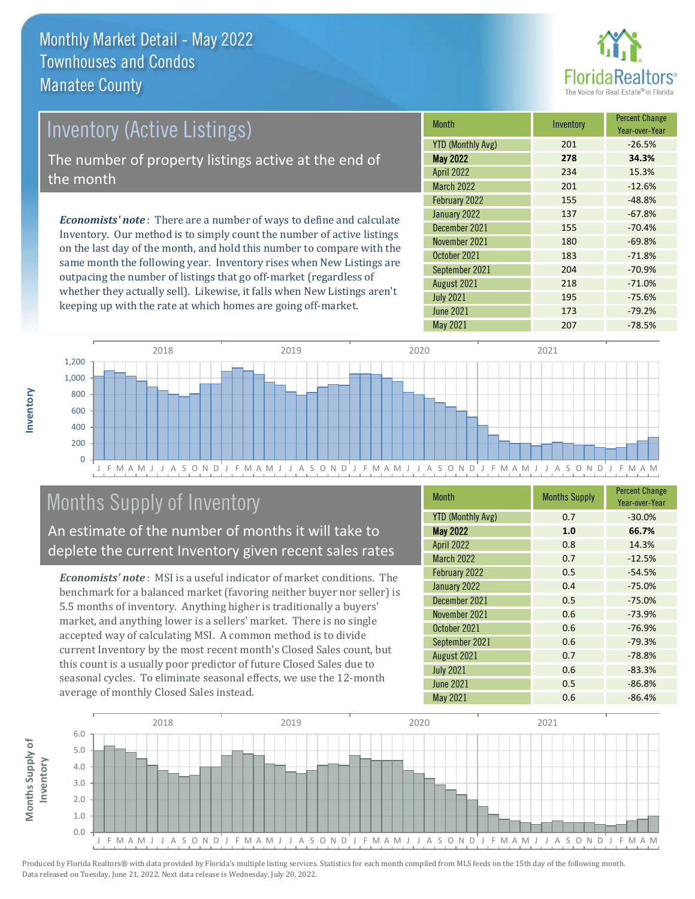# Monthly Market Detail - May 2022
## Townhouses and Condos
## Manatee County

## Inventory (Active Listings)

The number of property listings active at the end of the month

*Economists' note*: There are a number of ways to define and calculate Inventory. Our method is to simply count the number of active listings on the last day of the month, and hold this number to compare with the same month the following year. Inventory rises when New Listings are outpacing the number of listings that go off-market (regardless of whether they actually sell). Likewise, it falls when New Listings aren't keeping up with the rate at which homes are going off-market.

| Month | Inventory | Percent Change Year-over-Year |
|---|---|---|
| YTD (Monthly Avg) | 201 | -26.5% |
| **May 2022** | **278** | **34.3%** |
| April 2022 | 234 | 15.3% |
| March 2022 | 201 | -12.6% |
| February 2022 | 155 | -48.8% |
| January 2022 | 137 | -67.8% |
| December 2021 | 155 | -70.4% |
| November 2021 | 180 | -69.8% |
| October 2021 | 183 | -71.8% |
| September 2021 | 204 | -70.9% |
| August 2021 | 218 | -71.0% |
| July 2021 | 195 | -75.6% |
| June 2021 | 173 | -79.2% |
| May 2021 | 207 | -78.5% |

## Months Supply of Inventory

An estimate of the number of months it will take to deplete the current Inventory given recent sales rates

*Economists' note*: MSI is a useful indicator of market conditions. The benchmark for a balanced market (favoring neither buyer nor seller) is 5.5 months of inventory. Anything higher is traditionally a buyers' market, and anything lower is a sellers' market. There is no single accepted way of calculating MSI. A common method is to divide current Inventory by the most recent month's Closed Sales count, but this count is a usually poor predictor of future Closed Sales due to seasonal cycles. To eliminate seasonal effects, we use the 12-month average of monthly Closed Sales instead.

| Month | Months Supply | Percent Change Year-over-Year |
|---|---|---|
| YTD (Monthly Avg) | 0.7 | -30.0% |
| **May 2022** | **1.0** | **66.7%** |
| April 2022 | 0.8 | 14.3% |
| March 2022 | 0.7 | -12.5% |
| February 2022 | 0.5 | -54.5% |
| January 2022 | 0.4 | -75.0% |
| December 2021 | 0.5 | -75.0% |
| November 2021 | 0.6 | -73.9% |
| October 2021 | 0.6 | -76.9% |
| September 2021 | 0.6 | -79.3% |
| August 2021 | 0.7 | -78.8% |
| July 2021 | 0.6 | -83.3% |
| June 2021 | 0.5 | -86.8% |
| May 2021 | 0.6 | -86.4% |

Produced by Florida Realtors® with data provided by Florida's multiple listing services. Statistics for each month compiled from MLS feeds on the 15th day of the following month. Data released on Tuesday, June 21, 2022. Next data release is Wednesday, July 20, 2022.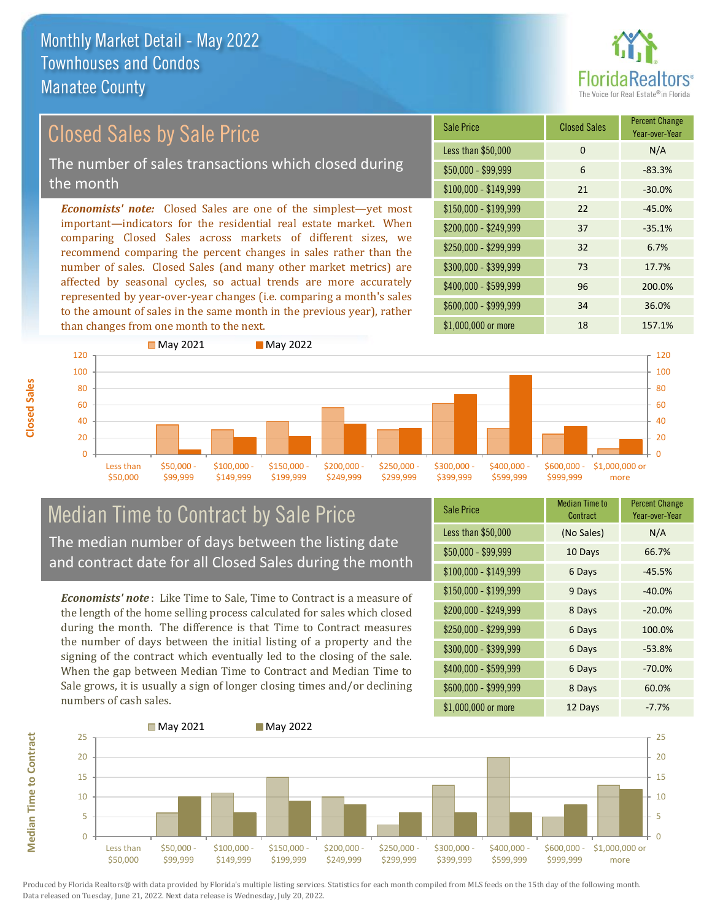# Monthly Market Detail - May 2022
## Townhouses and Condos
## Manatee County

## Closed Sales by Sale Price

The number of sales transactions which closed during the month

*Economists' note:* Closed Sales are one of the simplest—yet most important—indicators for the residential real estate market. When comparing Closed Sales across markets of different sizes, we recommend comparing the percent changes in sales rather than the number of sales. Closed Sales (and many other market metrics) are affected by seasonal cycles, so actual trends are more accurately represented by year-over-year changes (i.e. comparing a month's sales to the amount of sales in the same month in the previous year), rather than changes from one month to the next.

| Sale Price | Closed Sales | Percent Change Year-over-Year |
|---|---|---|
| Less than $50,000 | 0 | N/A |
| $50,000 - $99,999 | 6 | -83.3% |
| $100,000 - $149,999 | 21 | -30.0% |
| $150,000 - $199,999 | 22 | -45.0% |
| $200,000 - $249,999 | 37 | -35.1% |
| $250,000 - $299,999 | 32 | 6.7% |
| $300,000 - $399,999 | 73 | 17.7% |
| $400,000 - $599,999 | 96 | 200.0% |
| $600,000 - $999,999 | 34 | 36.0% |
| $1,000,000 or more | 18 | 157.1% |

## Median Time to Contract by Sale Price

The median number of days between the listing date and contract date for all Closed Sales during the month

*Economists' note*: Like Time to Sale, Time to Contract is a measure of the length of the home selling process calculated for sales which closed during the month. The difference is that Time to Contract measures the number of days between the initial listing of a property and the signing of the contract which eventually led to the closing of the sale. When the gap between Median Time to Contract and Median Time to Sale grows, it is usually a sign of longer closing times and/or declining numbers of cash sales.

| Sale Price | Median Time to Contract | Percent Change Year-over-Year |
|---|---|---|
| Less than $50,000 | (No Sales) | N/A |
| $50,000 - $99,999 | 10 Days | 66.7% |
| $100,000 - $149,999 | 6 Days | -45.5% |
| $150,000 - $199,999 | 9 Days | -40.0% |
| $200,000 - $249,999 | 8 Days | -20.0% |
| $250,000 - $299,999 | 6 Days | 100.0% |
| $300,000 - $399,999 | 6 Days | -53.8% |
| $400,000 - $599,999 | 6 Days | -70.0% |
| $600,000 - $999,999 | 8 Days | 60.0% |
| $1,000,000 or more | 12 Days | -7.7% |

Produced by Florida Realtors® with data provided by Florida's multiple listing services. Statistics for each month compiled from MLS feeds on the 15th day of the following month. Data released on Tuesday, June 21, 2022. Next data release is Wednesday, July 20, 2022.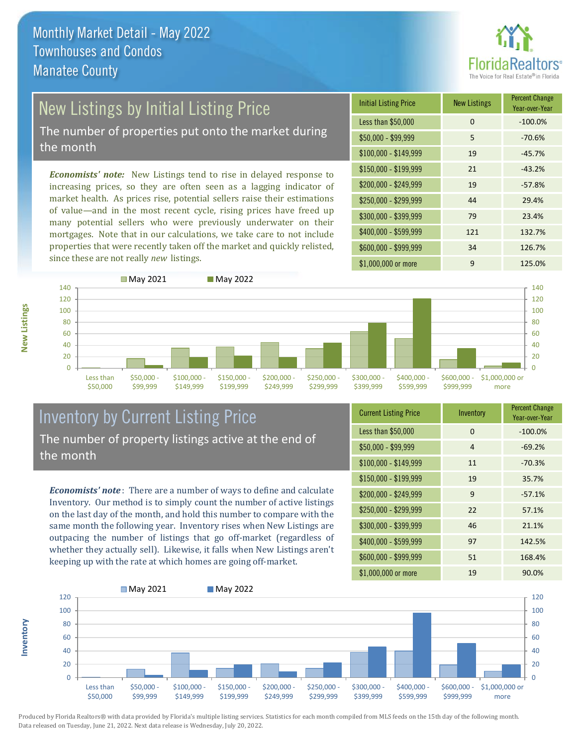# Monthly Market Detail - May 2022
## Townhouses and Condos
## Manatee County

## New Listings by Initial Listing Price

The number of properties put onto the market during the month

*Economists' note:* New Listings tend to rise in delayed response to increasing prices, so they are often seen as a lagging indicator of market health. As prices rise, potential sellers raise their estimations of value—and in the most recent cycle, rising prices have freed up many potential sellers who were previously underwater on their mortgages. Note that in our calculations, we take care to not include properties that were recently taken off the market and quickly relisted, since these are not really *new* listings.

| Initial Listing Price | New Listings | Percent Change Year-over-Year |
|---|---|---|
| Less than $50,000 | 0 | -100.0% |
| $50,000 - $99,999 | 5 | -70.6% |
| $100,000 - $149,999 | 19 | -45.7% |
| $150,000 - $199,999 | 21 | -43.2% |
| $200,000 - $249,999 | 19 | -57.8% |
| $250,000 - $299,999 | 44 | 29.4% |
| $300,000 - $399,999 | 79 | 23.4% |
| $400,000 - $599,999 | 121 | 132.7% |
| $600,000 - $999,999 | 34 | 126.7% |
| $1,000,000 or more | 9 | 125.0% |

## Inventory by Current Listing Price

The number of property listings active at the end of the month

*Economists' note*: There are a number of ways to define and calculate Inventory. Our method is to simply count the number of active listings on the last day of the month, and hold this number to compare with the same month the following year. Inventory rises when New Listings are outpacing the number of listings that go off-market (regardless of whether they actually sell). Likewise, it falls when New Listings aren't keeping up with the rate at which homes are going off-market.

| Current Listing Price | Inventory | Percent Change Year-over-Year |
|---|---|---|
| Less than $50,000 | 0 | -100.0% |
| $50,000 - $99,999 | 4 | -69.2% |
| $100,000 - $149,999 | 11 | -70.3% |
| $150,000 - $199,999 | 19 | 35.7% |
| $200,000 - $249,999 | 9 | -57.1% |
| $250,000 - $299,999 | 22 | 57.1% |
| $300,000 - $399,999 | 46 | 21.1% |
| $400,000 - $599,999 | 97 | 142.5% |
| $600,000 - $999,999 | 51 | 168.4% |
| $1,000,000 or more | 19 | 90.0% |

Produced by Florida Realtors® with data provided by Florida's multiple listing services. Statistics for each month compiled from MLS feeds on the 15th day of the following month. Data released on Tuesday, June 21, 2022. Next data release is Wednesday, July 20, 2022.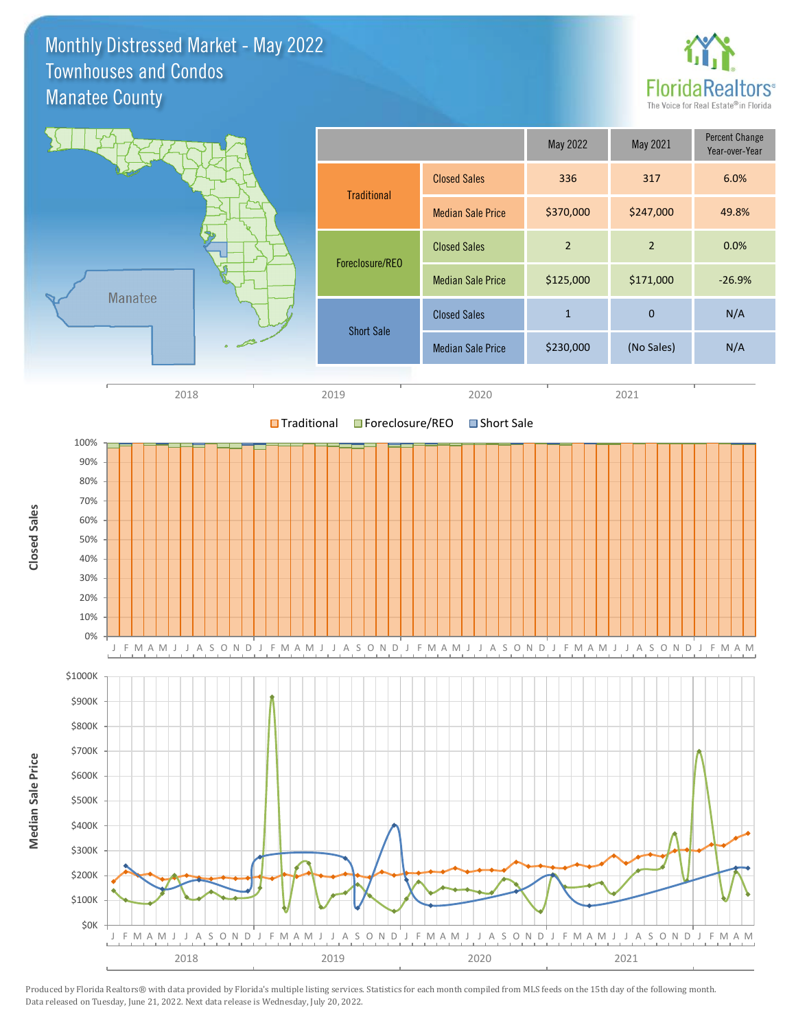# Monthly Distressed Market - May 2022
## Townhouses and Condos
## Manatee County

FloridaRealtors®
The Voice for Real Estate® in Florida

Manatee

| | | May 2022 | May 2021 | Percent Change Year-over-Year |
|---|---|---|---|---|
| Traditional | Closed Sales | 336 | 317 | 6.0% |
| | Median Sale Price | $370,000 | $247,000 | 49.8% |
| Foreclosure/REO | Closed Sales | 2 | 2 | 0.0% |
| | Median Sale Price | $125,000 | $171,000 | -26.9% |
| Short Sale | Closed Sales | 1 | 0 | N/A |
| | Median Sale Price | $230,000 | (No Sales) | N/A |

2018 2019 2020 2021

Traditional Foreclosure/REO Short Sale

Closed Sales

100% 90% 80% 70% 60% 50% 40% 30% 20% 10% 0%

J F M A M J J A S O N D J F M A M J J A S O N D J F M A M J J A S O N D J F M A M J J A S O N D J F M A M

Median Sale Price

$1000K $900K $800K $700K $600K $500K $400K $300K $200K $100K $0K

J F M A M J J A S O N D J F M A M J J A S O N D J F M A M J J A S O N D J F M A M J J A S O N D J F M A M

2018 2019 2020 2021

Produced by Florida Realtors® with data provided by Florida's multiple listing services. Statistics for each month compiled from MLS feeds on the 15th day of the following month. Data released on Tuesday, June 21, 2022. Next data release is Wednesday, July 20, 2022.